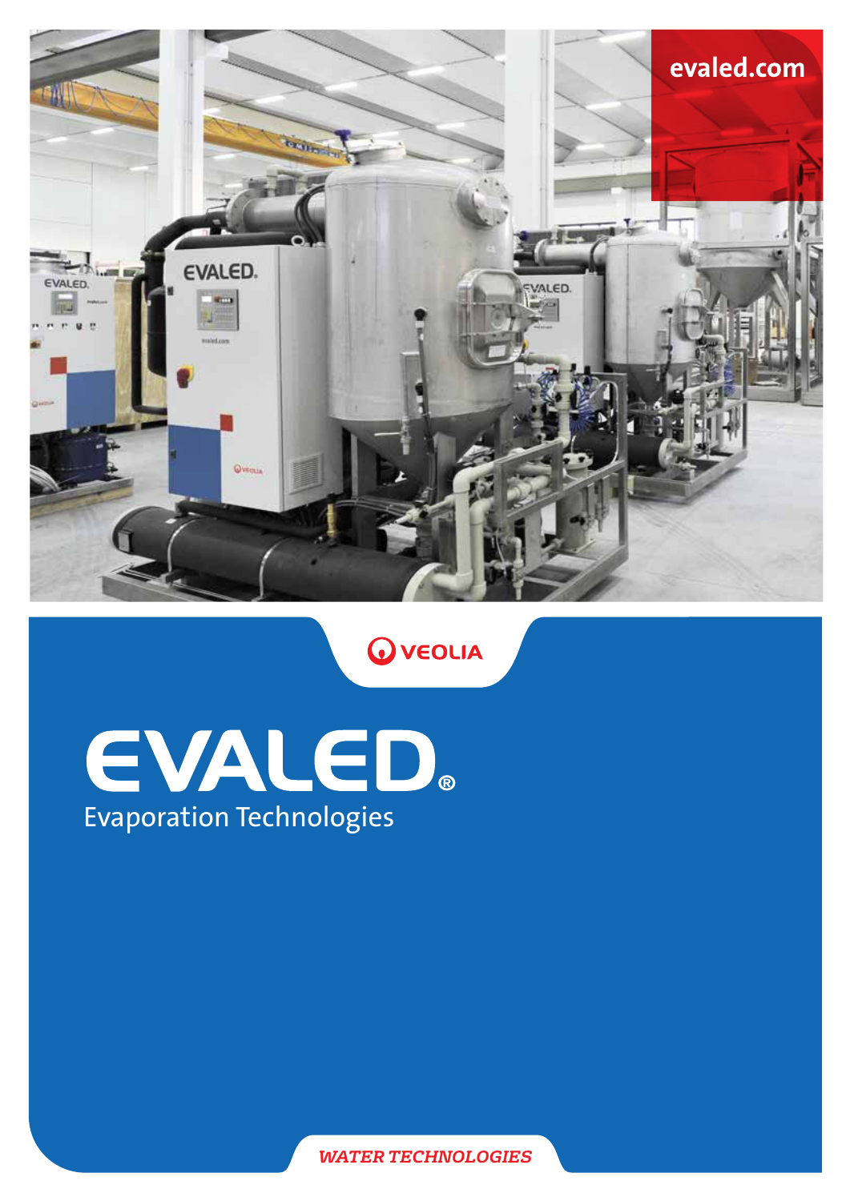evaled.com

VEOLIA

# EVALED®

Evaporation Technologies

*WATER TECHNOLOGIES*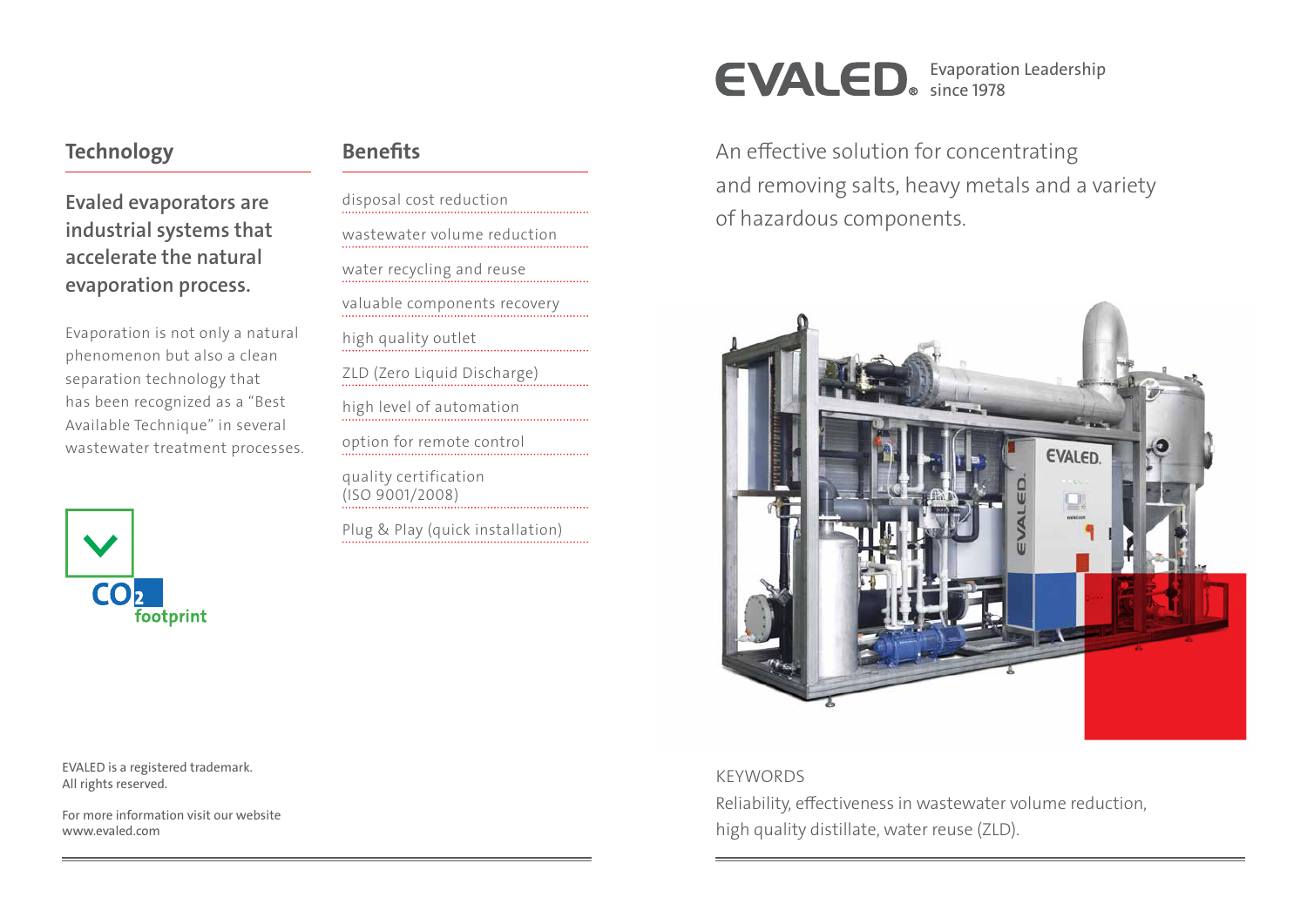## Technology

**Evaled evaporators are industrial systems that accelerate the natural evaporation process.**

Evaporation is not only a natural phenomenon but also a clean separation technology that has been recognized as a "Best Available Technique" in several wastewater treatment processes.

$CO_2$ footprint

## Benefits

- disposal cost reduction
- wastewater volume reduction
- water recycling and reuse
- valuable components recovery
- high quality outlet
- ZLD (Zero Liquid Discharge)
- high level of automation
- option for remote control
- quality certification (ISO 9001/2008)
- Plug & Play (quick installation)

EVALED is a registered trademark.
All rights reserved.

For more information visit our website
www.evaled.com

# EVALED® Evaporation Leadership since 1978

An effective solution for concentrating and removing salts, heavy metals and a variety of hazardous components.

KEYWORDS

Reliability, effectiveness in wastewater volume reduction, high quality distillate, water reuse (ZLD).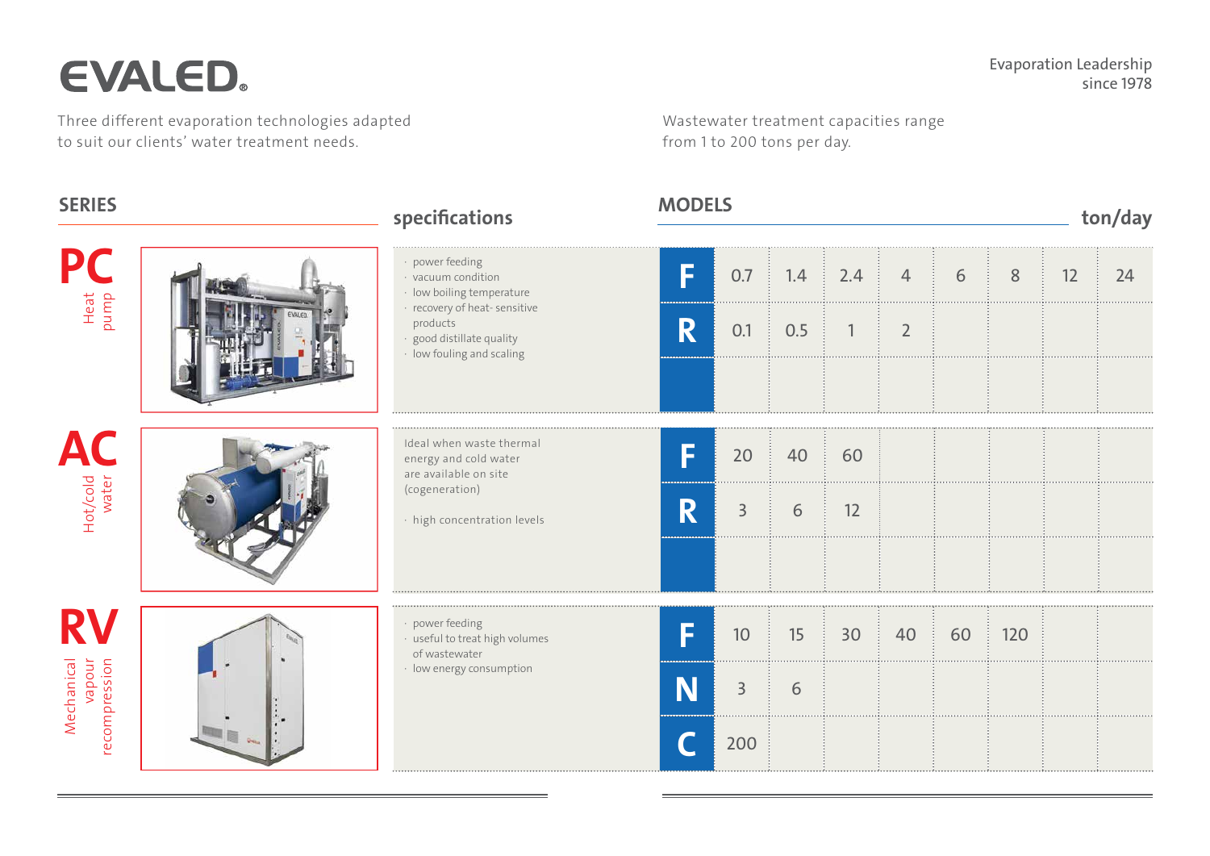# EVALED®

Evaporation Leadership
since 1978

Three different evaporation technologies adapted to suit our clients' water treatment needs.

Wastewater treatment capacities range from 1 to 200 tons per day.

| SERIES | specifications | MODELS | | | | | | | | ton/day |
|---|---|---|---|---|---|---|---|---|---|---|
| **PC** Heat pump | · power feeding<br>· vacuum condition<br>· low boiling temperature<br>· recovery of heat- sensitive products<br>· good distillate quality<br>· low fouling and scaling | **F** | 0.7 | 1.4 | 2.4 | 4 | 6 | 8 | 12 | 24 |
| | | **R** | 0.1 | 0.5 | 1 | 2 | | | | |
| **AC** Hot/cold water | Ideal when waste thermal energy and cold water are available on site (cogeneration)<br>· high concentration levels | **F** | 20 | 40 | 60 | | | | | |
| | | **R** | 3 | 6 | 12 | | | | | |
| **RV** Mechanical vapour recompression | · power feeding<br>· useful to treat high volumes of wastewater<br>· low energy consumption | **F** | 10 | 15 | 30 | 40 | 60 | 120 | | |
| | | **N** | 3 | 6 | | | | | | |
| | | **C** | 200 | | | | | | | |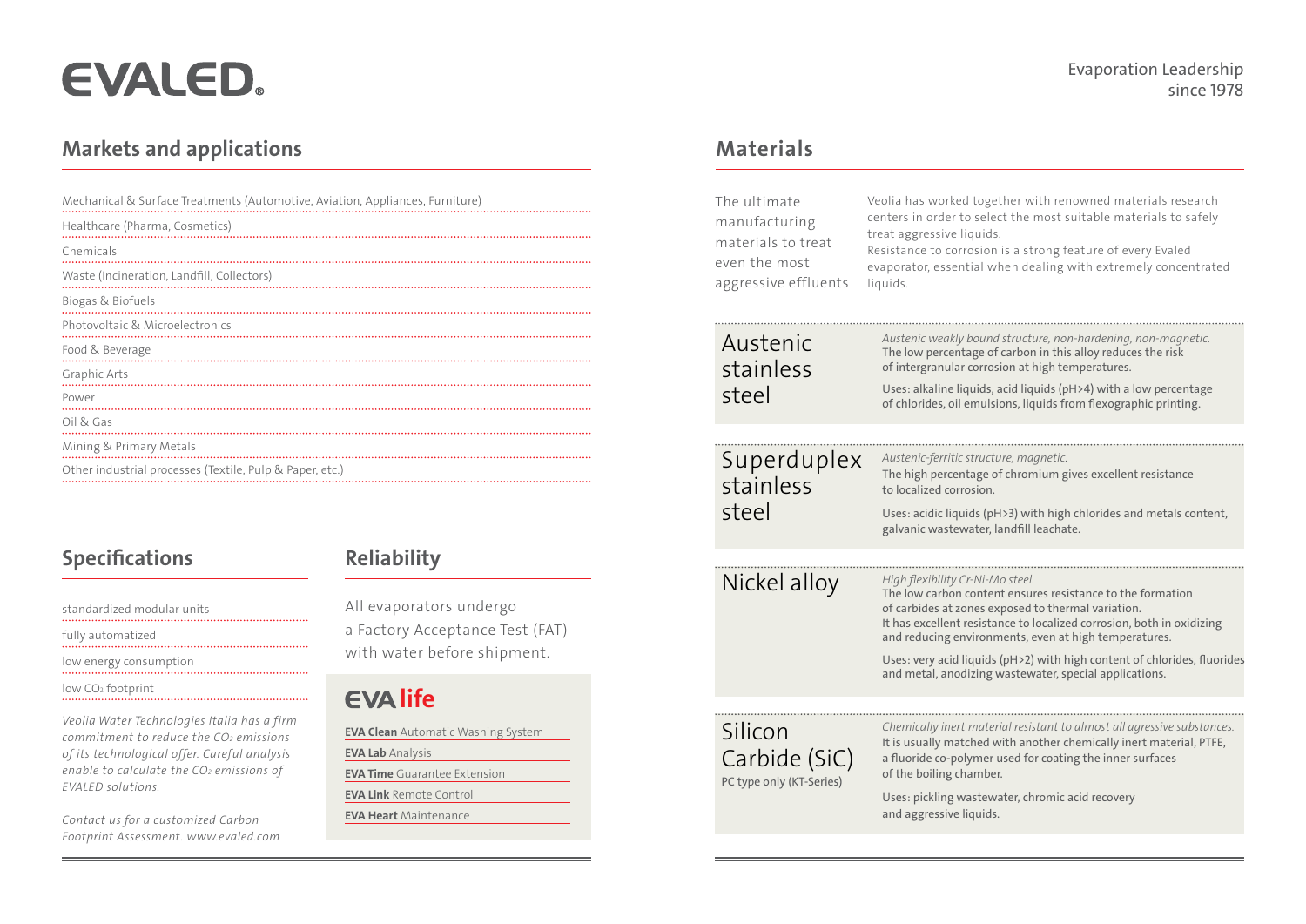# EVALED

Evaporation Leadership since 1978

## Markets and applications

- Mechanical & Surface Treatments (Automotive, Aviation, Appliances, Furniture)
- Healthcare (Pharma, Cosmetics)
- Chemicals
- Waste (Incineration, Landfill, Collectors)
- Biogas & Biofuels
- Photovoltaic & Microelectronics
- Food & Beverage
- Graphic Arts
- Power
- Oil & Gas
- Mining & Primary Metals
- Other industrial processes (Textile, Pulp & Paper, etc.)

## Specifications

- standardized modular units
- fully automatized
- low energy consumption
- low $CO_2$ footprint

*Veolia Water Technologies Italia has a firm commitment to reduce the $CO_2$ emissions of its technological offer. Careful analysis enable to calculate the $CO_2$ emissions of EVALED solutions.*

*Contact us for a customized Carbon Footprint Assessment. www.evaled.com*

## Reliability

All evaporators undergo a Factory Acceptance Test (FAT) with water before shipment.

### EVA life

- **EVA Clean** Automatic Washing System
- **EVA Lab** Analysis
- **EVA Time** Guarantee Extension
- **EVA Link** Remote Control
- **EVA Heart** Maintenance

## Materials

The ultimate manufacturing materials to treat even the most aggressive effluents

Veolia has worked together with renowned materials research centers in order to select the most suitable materials to safely treat aggressive liquids.
Resistance to corrosion is a strong feature of every Evaled evaporator, essential when dealing with extremely concentrated liquids.

### Austenic stainless steel

*Austenic weakly bound structure, non-hardening, non-magnetic.*
The low percentage of carbon in this alloy reduces the risk of intergranular corrosion at high temperatures.

Uses: alkaline liquids, acid liquids (pH>4) with a low percentage of chlorides, oil emulsions, liquids from flexographic printing.

### Superduplex stainless steel

*Austenic-ferritic structure, magnetic.*
The high percentage of chromium gives excellent resistance to localized corrosion.

Uses: acidic liquids (pH>3) with high chlorides and metals content, galvanic wastewater, landfill leachate.

### Nickel alloy

*High flexibility Cr-Ni-Mo steel.*
The low carbon content ensures resistance to the formation of carbides at zones exposed to thermal variation.
It has excellent resistance to localized corrosion, both in oxidizing and reducing environments, even at high temperatures.

Uses: very acid liquids (pH>2) with high content of chlorides, fluorides and metal, anodizing wastewater, special applications.

### Silicon Carbide (SiC)

PC type only (KT-Series)

*Chemically inert material resistant to almost all agressive substances.*
It is usually matched with another chemically inert material, PTFE, a fluoride co-polymer used for coating the inner surfaces of the boiling chamber.

Uses: pickling wastewater, chromic acid recovery and aggressive liquids.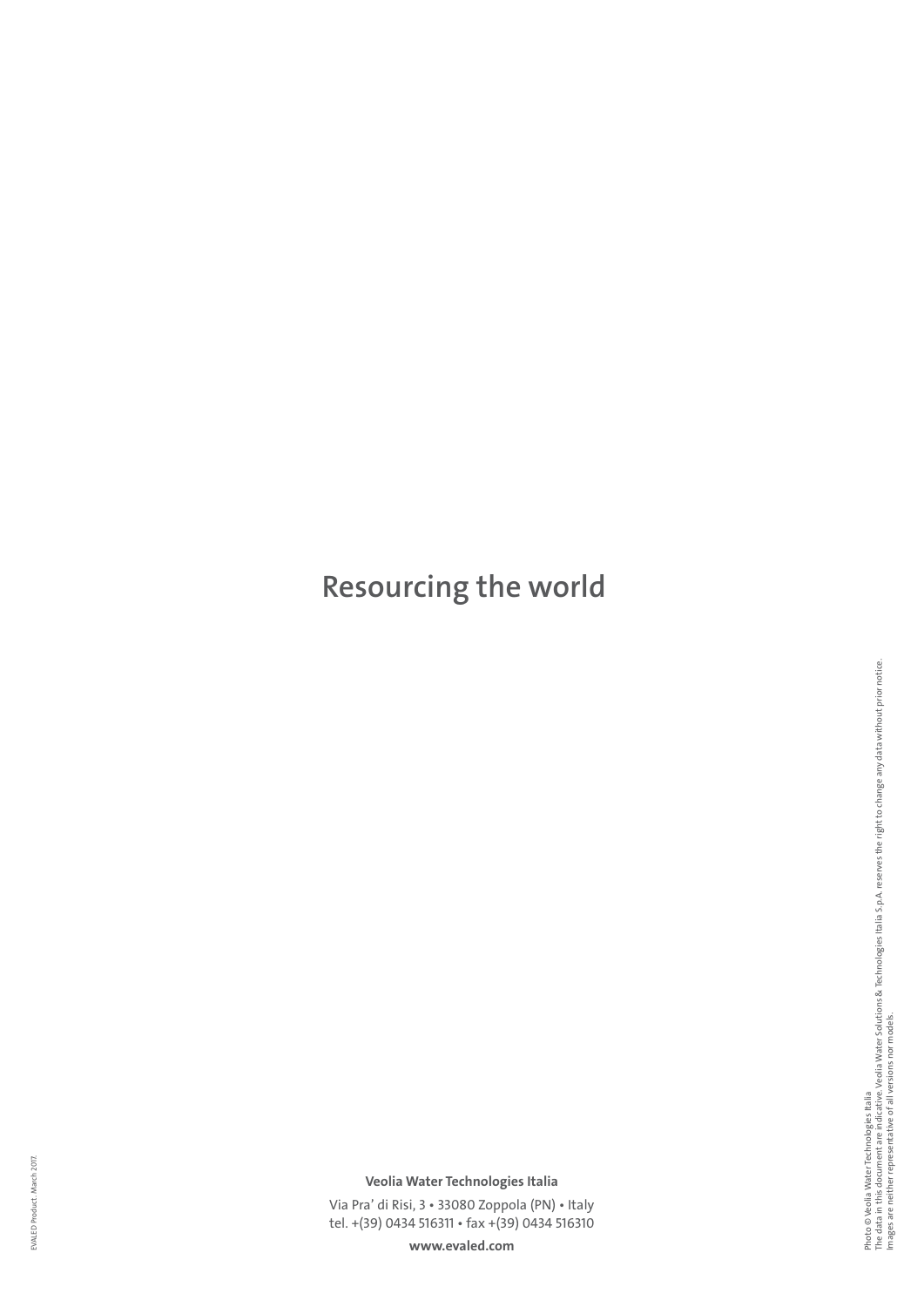## Resourcing the world

**Veolia Water Technologies Italia**

Via Pra' di Risi, 3 • 33080 Zoppola (PN) • Italy
tel. +(39) 0434 516311 • fax +(39) 0434 516310

**www.evaled.com**

EVALED Product. March 2017.

Photo © Veolia Water Technologies Italia
The data in this document are indicative. Veolia Water Solutions & Technologies Italia S.p.A. reserves the right to change any data without prior notice.
Images are neither representative of all versions nor models.